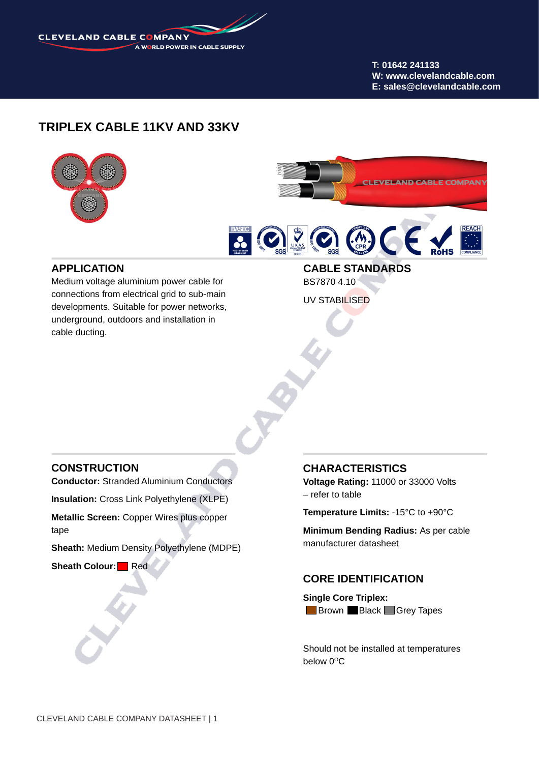# TRIPLEX CABLE 11KV AND 33KV

## APPLICATION

Medium voltage aluminium power cable for connections from electrical grid to sub-main developments. Suitable for power networks, underground, outdoors and installation in cable ducting.

## CABLE STANDARDS

BS7870 4.10

UV STABILISED

## CONSTRUCTION

**Conductor:** Stranded Aluminium Conductors

**Insulation:** Cross Link Polyethylene (XLPE)

**Metallic Screen:** Copper Wires plus copper tape

**Sheath:** Medium Density Polyethylene (MDPE)

**Sheath Colour:** Red

## CHARACTERISTICS

**Voltage Rating:** 11000 or 33000 Volts – refer to table

**Temperature Limits:** -15°C to +90°C

**Minimum Bending Radius:** As per cable manufacturer datasheet

## CORE IDENTIFICATION

**Single Core Triplex:**
Brown Black Grey Tapes

Should not be installed at temperatures below 0$^{o}$C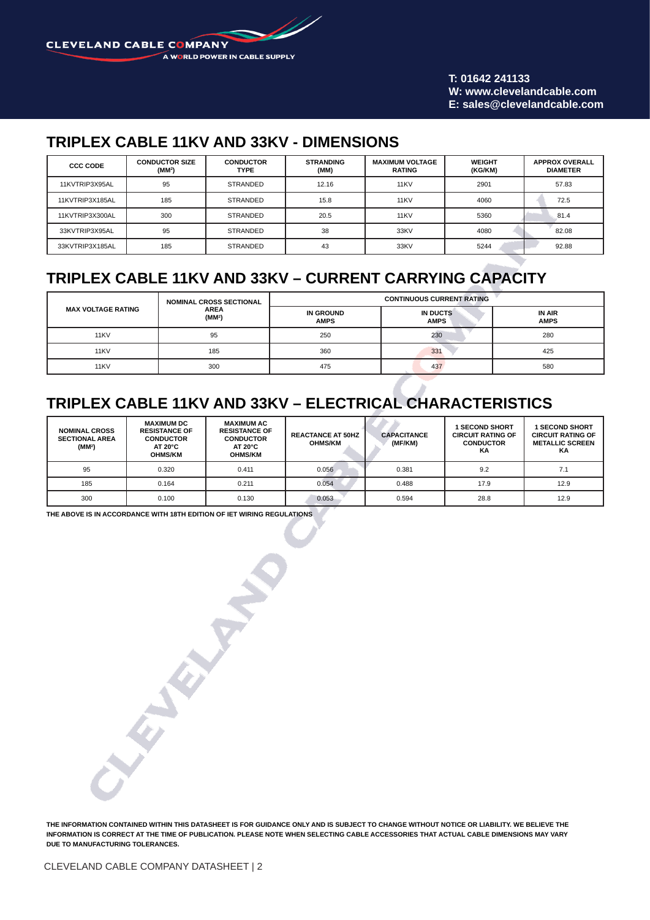## TRIPLEX CABLE 11KV AND 33KV - DIMENSIONS

| CCC CODE | CONDUCTOR SIZE (MM²) | CONDUCTOR TYPE | STRANDING (MM) | MAXIMUM VOLTAGE RATING | WEIGHT (KG/KM) | APPROX OVERALL DIAMETER |
|---|---|---|---|---|---|---|
| 11KVTRIP3X95AL | 95 | STRANDED | 12.16 | 11KV | 2901 | 57.83 |
| 11KVTRIP3X185AL | 185 | STRANDED | 15.8 | 11KV | 4060 | 72.5 |
| 11KVTRIP3X300AL | 300 | STRANDED | 20.5 | 11KV | 5360 | 81.4 |
| 33KVTRIP3X95AL | 95 | STRANDED | 38 | 33KV | 4080 | 82.08 |
| 33KVTRIP3X185AL | 185 | STRANDED | 43 | 33KV | 5244 | 92.88 |

## TRIPLEX CABLE 11KV AND 33KV – CURRENT CARRYING CAPACITY

| MAX VOLTAGE RATING | NOMINAL CROSS SECTIONAL AREA (MM²) | CONTINUOUS CURRENT RATING | | |
|---|---|---|---|---|
| | | IN GROUND AMPS | IN DUCTS AMPS | IN AIR AMPS |
| 11KV | 95 | 250 | 230 | 280 |
| 11KV | 185 | 360 | 331 | 425 |
| 11KV | 300 | 475 | 437 | 580 |

## TRIPLEX CABLE 11KV AND 33KV – ELECTRICAL CHARACTERISTICS

| NOMINAL CROSS SECTIONAL AREA (MM²) | MAXIMUM DC RESISTANCE OF CONDUCTOR AT 20°C OHMS/KM | MAXIMUM AC RESISTANCE OF CONDUCTOR AT 20°C OHMS/KM | REACTANCE AT 50HZ OHMS/KM | CAPACITANCE (MF/KM) | 1 SECOND SHORT CIRCUIT RATING OF CONDUCTOR KA | 1 SECOND SHORT CIRCUIT RATING OF METALLIC SCREEN KA |
|---|---|---|---|---|---|---|
| 95 | 0.320 | 0.411 | 0.056 | 0.381 | 9.2 | 7.1 |
| 185 | 0.164 | 0.211 | 0.054 | 0.488 | 17.9 | 12.9 |
| 300 | 0.100 | 0.130 | 0.053 | 0.594 | 28.8 | 12.9 |

THE ABOVE IS IN ACCORDANCE WITH 18TH EDITION OF IET WIRING REGULATIONS

THE INFORMATION CONTAINED WITHIN THIS DATASHEET IS FOR GUIDANCE ONLY AND IS SUBJECT TO CHANGE WITHOUT NOTICE OR LIABILITY. WE BELIEVE THE INFORMATION IS CORRECT AT THE TIME OF PUBLICATION. PLEASE NOTE WHEN SELECTING CABLE ACCESSORIES THAT ACTUAL CABLE DIMENSIONS MAY VARY DUE TO MANUFACTURING TOLERANCES.